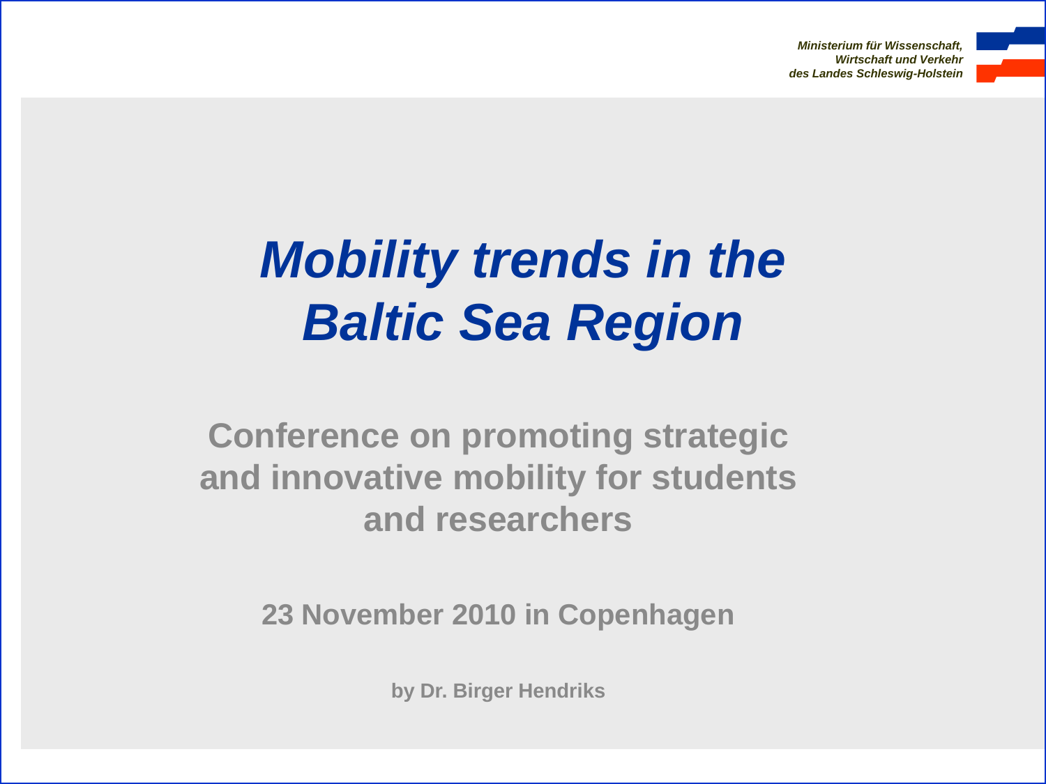*Ministerium für Wissenschaft,*
*Wirtschaft und Verkehr*
*des Landes Schleswig-Holstein*

# *Mobility trends in the Baltic Sea Region*

## Conference on promoting strategic and innovative mobility for students and researchers

**23 November 2010 in Copenhagen**

**by Dr. Birger Hendriks**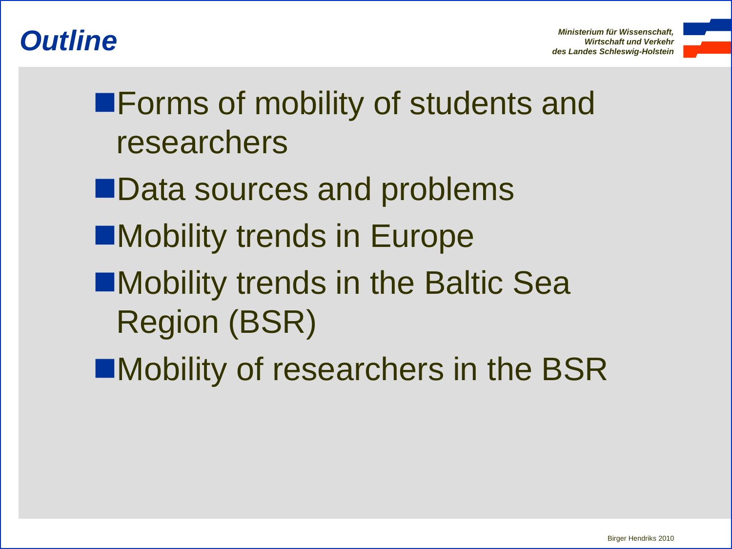# Outline

- Forms of mobility of students and researchers
- Data sources and problems
- Mobility trends in Europe
- Mobility trends in the Baltic Sea Region (BSR)
- Mobility of researchers in the BSR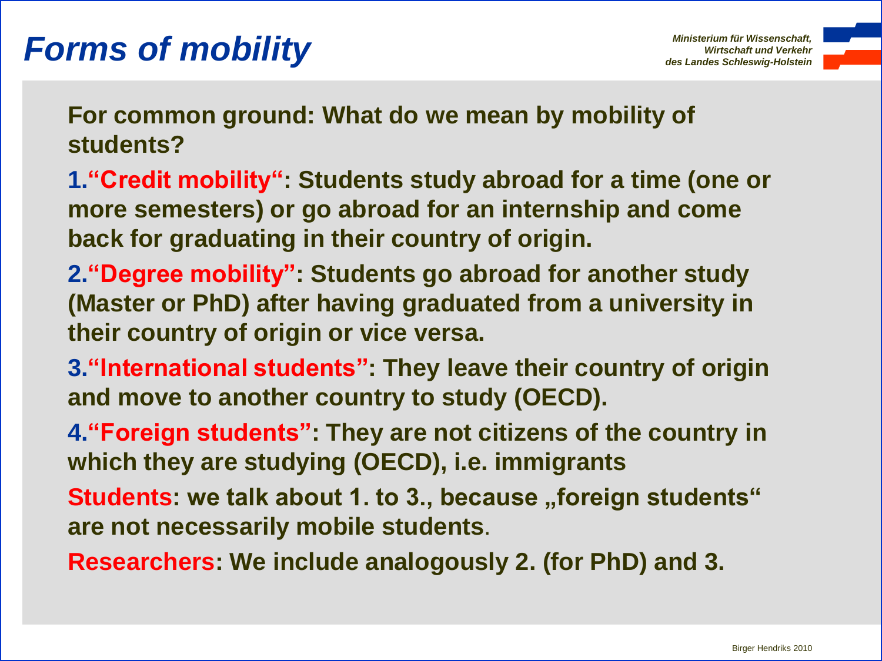# Forms of mobility

*Ministerium für Wissenschaft, Wirtschaft und Verkehr des Landes Schleswig-Holstein*

**For common ground: What do we mean by mobility of students?**

1. **"Credit mobility": Students study abroad for a time (one or more semesters) or go abroad for an internship and come back for graduating in their country of origin.**
2. **"Degree mobility": Students go abroad for another study (Master or PhD) after having graduated from a university in their country of origin or vice versa.**
3. **"International students": They leave their country of origin and move to another country to study (OECD).**
4. **"Foreign students": They are not citizens of the country in which they are studying (OECD), i.e. immigrants**

**Students: we talk about 1. to 3., because „foreign students“ are not necessarily mobile students.**

**Researchers: We include analogously 2. (for PhD) and 3.**

Birger Hendriks 2010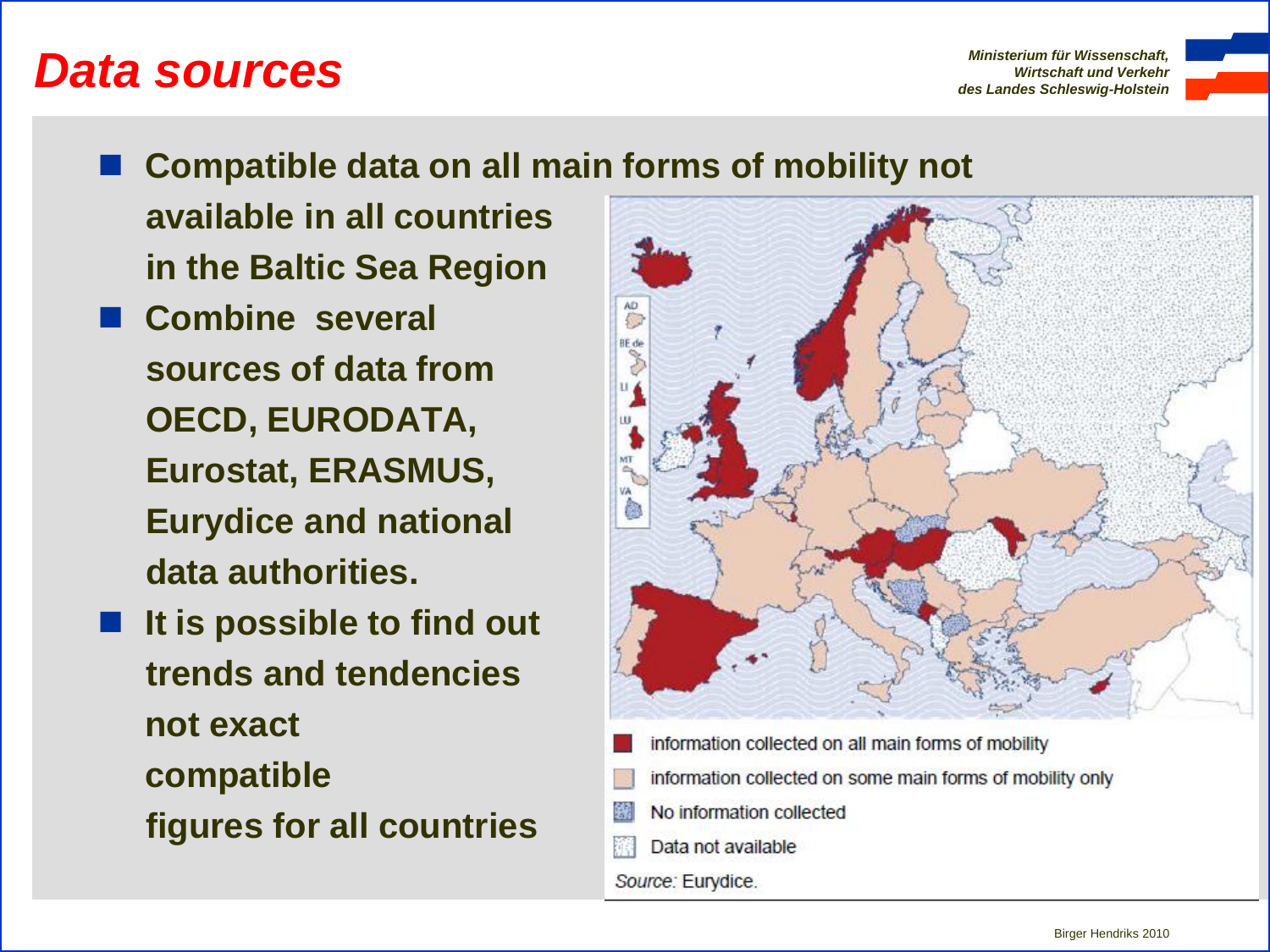# Data sources

- **Compatible data on all main forms of mobility not available in all countries in the Baltic Sea Region**
- **Combine several sources of data from OECD, EURODATA, Eurostat, ERASMUS, Eurydice and national data authorities.**
- **It is possible to find out trends and tendencies not exact compatible figures for all countries**

information collected on all main forms of mobility

information collected on some main forms of mobility only

No information collected

Data not available

*Source:* Eurydice.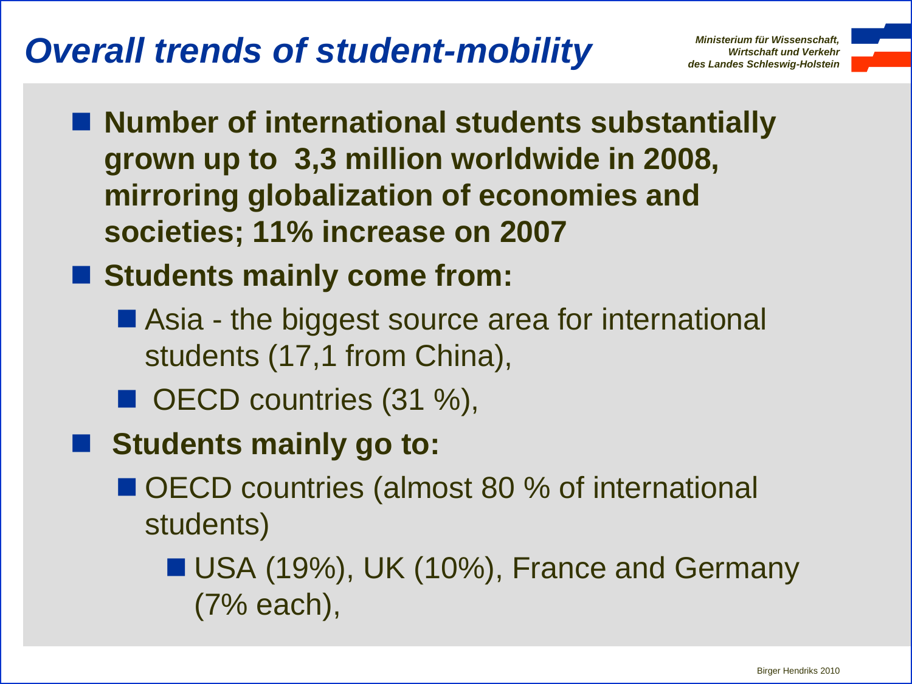# Overall trends of student-mobility

- **Number of international students substantially grown up to 3,3 million worldwide in 2008, mirroring globalization of economies and societies; 11% increase on 2007**
- **Students mainly come from:**
  - Asia - the biggest source area for international students (17,1 from China),
  - OECD countries (31 %),
- **Students mainly go to:**
  - OECD countries (almost 80 % of international students)
    - USA (19%), UK (10%), France and Germany (7% each),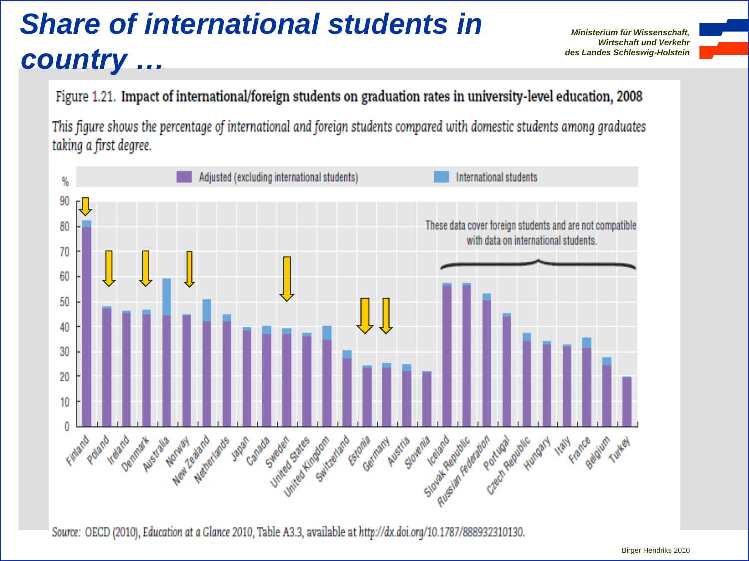# Share of international students in country …

*Ministerium für Wissenschaft, Wirtschaft und Verkehr des Landes Schleswig-Holstein*

Figure 1.21. **Impact of international/foreign students on graduation rates in university-level education, 2008**

*This figure shows the percentage of international and foreign students compared with domestic students among graduates taking a first degree.*

Legend: Adjusted (excluding international students) | International students

%

These data cover foreign students and are not compatible with data on international students.

Countries: Finland, Poland, Ireland, Denmark, Australia, Norway, New Zealand, Netherlands, Japan, Canada, Sweden, United States, United Kingdom, Switzerland, Estonia, Germany, Austria, Slovenia, Iceland, Slovak Republic, Russian Federation, Portugal, Czech Republic, Hungary, Italy, France, Belgium, Turkey

Source: OECD (2010), *Education at a Glance* 2010, Table A3.3, available at http://dx.doi.org/10.1787/888932310130.

Birger Hendriks 2010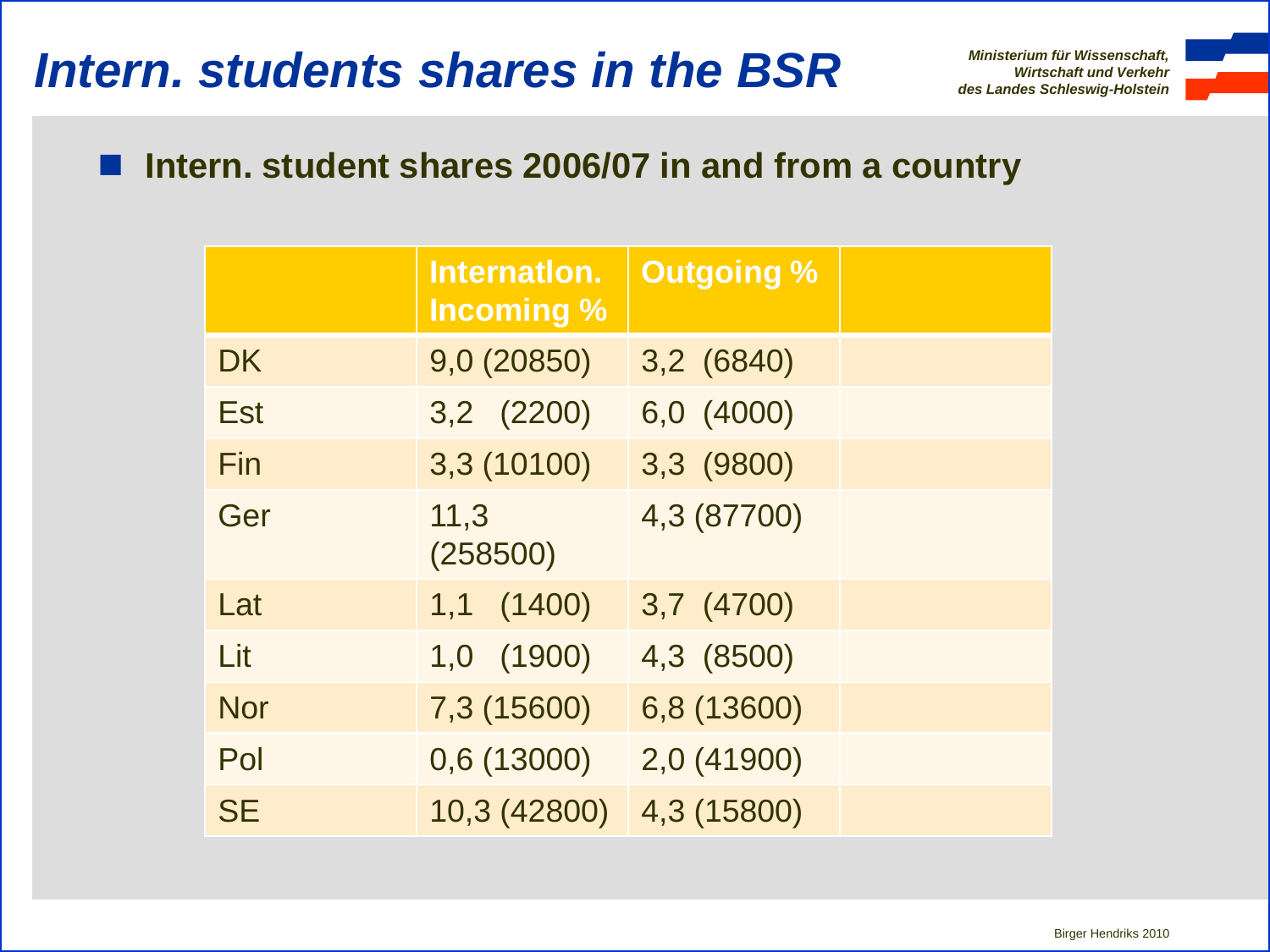# Intern. students shares in the BSR

- **Intern. student shares 2006/07 in and from a country**

| | Internatlon. Incoming % | Outgoing % | |
|---|---|---|---|
| DK | 9,0 (20850) | 3,2 (6840) | |
| Est | 3,2 (2200) | 6,0 (4000) | |
| Fin | 3,3 (10100) | 3,3 (9800) | |
| Ger | 11,3 (258500) | 4,3 (87700) | |
| Lat | 1,1 (1400) | 3,7 (4700) | |
| Lit | 1,0 (1900) | 4,3 (8500) | |
| Nor | 7,3 (15600) | 6,8 (13600) | |
| Pol | 0,6 (13000) | 2,0 (41900) | |
| SE | 10,3 (42800) | 4,3 (15800) | |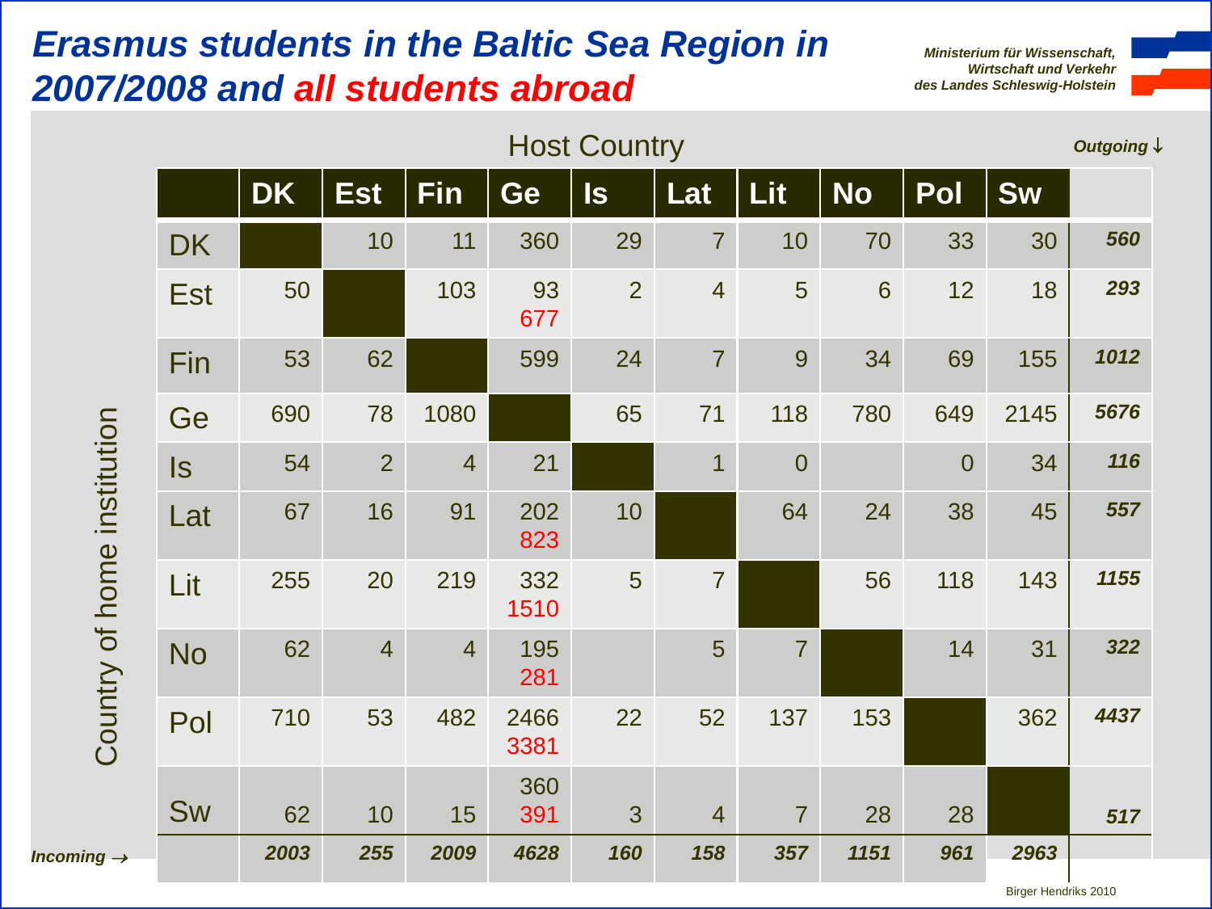# Erasmus students in the Baltic Sea Region in 2007/2008 and all students abroad

*Ministerium für Wissenschaft, Wirtschaft und Verkehr des Landes Schleswig-Holstein*

Host Country

| Country of home institution | DK | Est | Fin | Ge | Is | Lat | Lit | No | Pol | Sw | *Outgoing ↓* |
|---|---|---|---|---|---|---|---|---|---|---|---|
| DK | | 10 | 11 | 360 | 29 | 7 | 10 | 70 | 33 | 30 | ***560*** |
| Est | 50 | | 103 | 93 677 | 2 | 4 | 5 | 6 | 12 | 18 | ***293*** |
| Fin | 53 | 62 | | 599 | 24 | 7 | 9 | 34 | 69 | 155 | ***1012*** |
| Ge | 690 | 78 | 1080 | | 65 | 71 | 118 | 780 | 649 | 2145 | ***5676*** |
| Is | 54 | 2 | 4 | 21 | | 1 | 0 | | 0 | 34 | ***116*** |
| Lat | 67 | 16 | 91 | 202 823 | 10 | | 64 | 24 | 38 | 45 | ***557*** |
| Lit | 255 | 20 | 219 | 332 1510 | 5 | 7 | | 56 | 118 | 143 | ***1155*** |
| No | 62 | 4 | 4 | 195 281 | | 5 | 7 | | 14 | 31 | ***322*** |
| Pol | 710 | 53 | 482 | 2466 3381 | 22 | 52 | 137 | 153 | | 362 | ***4437*** |
| Sw | 62 | 10 | 15 | 360 391 | 3 | 4 | 7 | 28 | 28 | | ***517*** |
| *Incoming →* | ***2003*** | ***255*** | ***2009*** | ***4628*** | ***160*** | ***158*** | ***357*** | ***1151*** | ***961*** | ***2963*** | |

Birger Hendriks 2010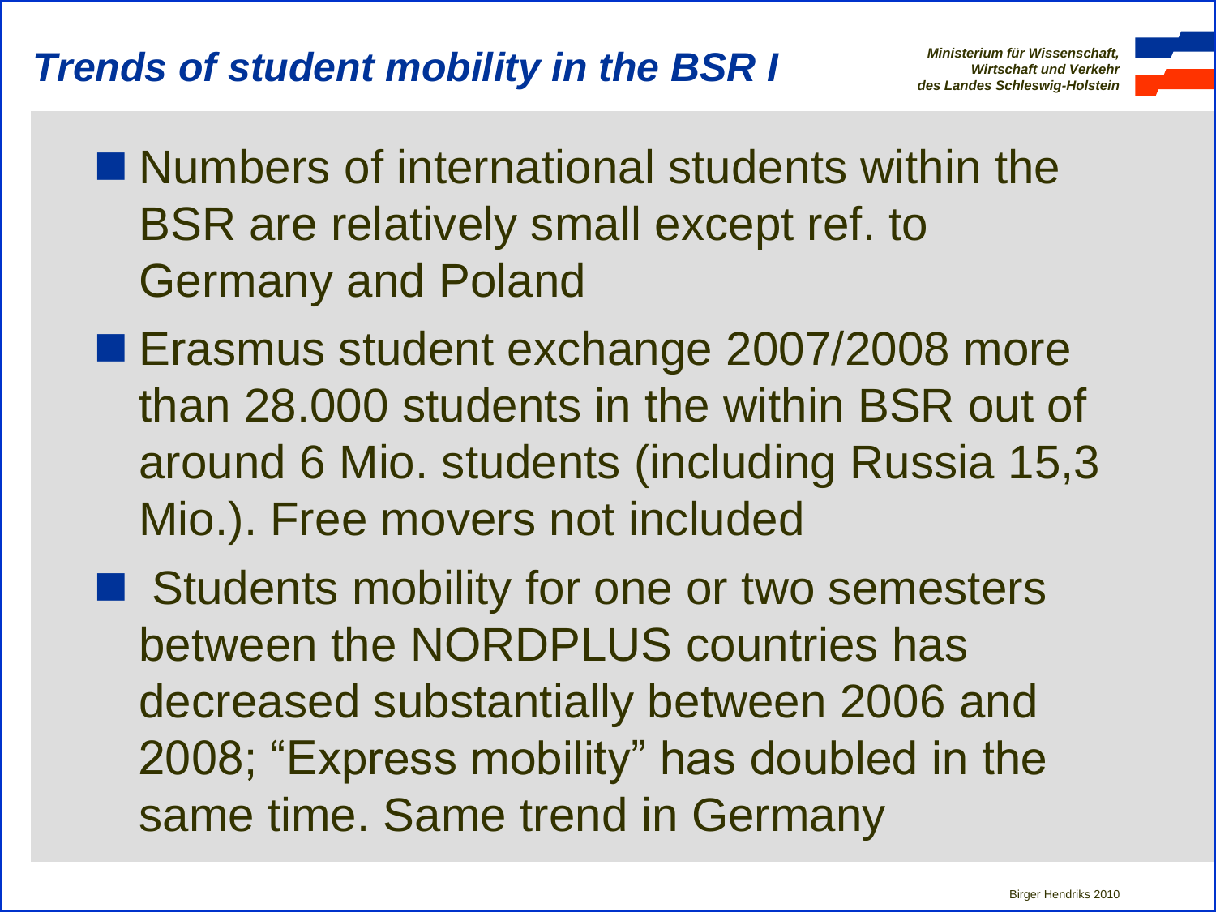# Trends of student mobility in the BSR I

- Numbers of international students within the BSR are relatively small except ref. to Germany and Poland
- Erasmus student exchange 2007/2008 more than 28.000 students in the within BSR out of around 6 Mio. students (including Russia 15,3 Mio.). Free movers not included
- Students mobility for one or two semesters between the NORDPLUS countries has decreased substantially between 2006 and 2008; “Express mobility” has doubled in the same time. Same trend in Germany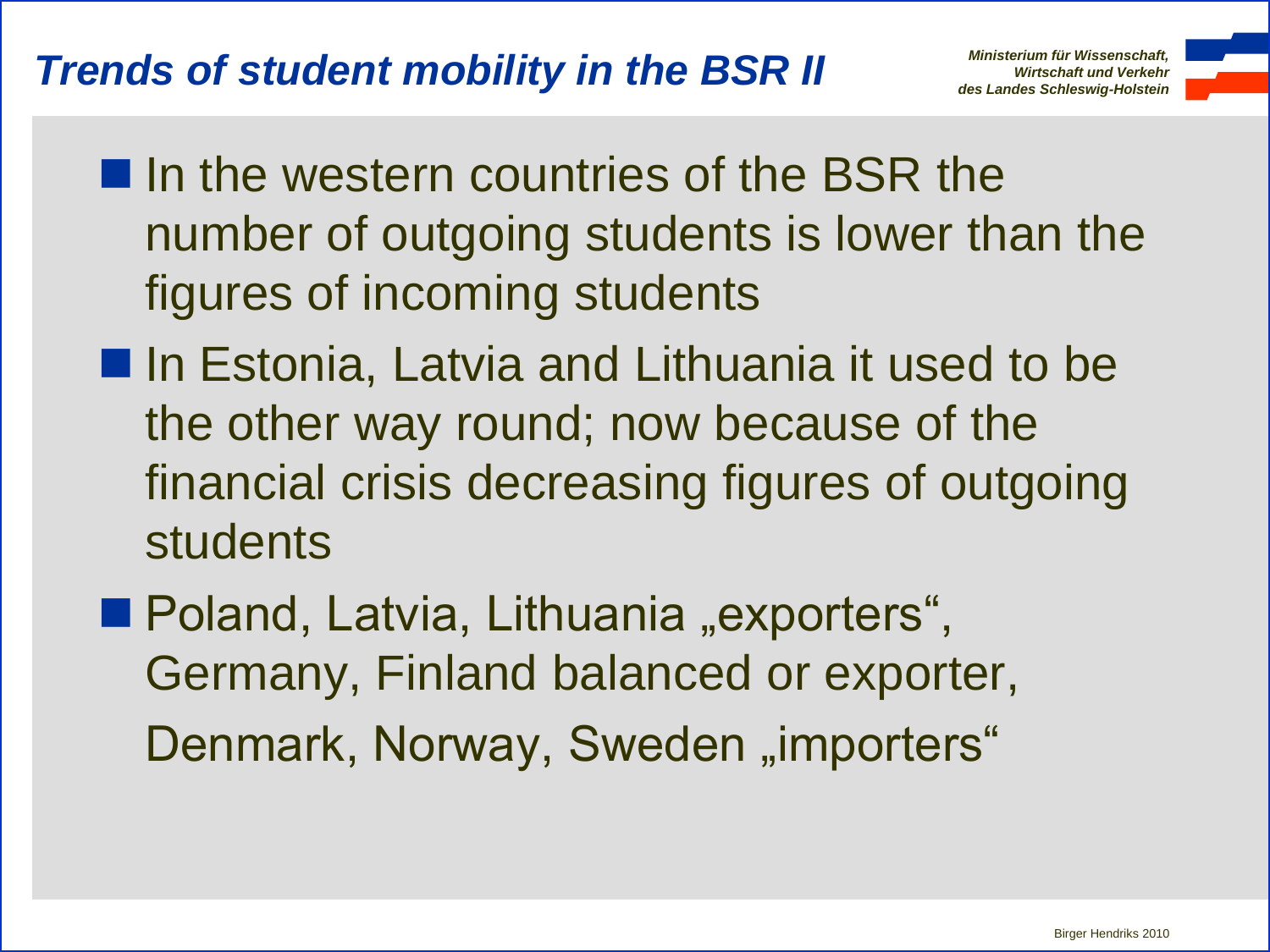# Trends of student mobility in the BSR II

- In the western countries of the BSR the number of outgoing students is lower than the figures of incoming students
- In Estonia, Latvia and Lithuania it used to be the other way round; now because of the financial crisis decreasing figures of outgoing students
- Poland, Latvia, Lithuania „exporters", Germany, Finland balanced or exporter, Denmark, Norway, Sweden „importers"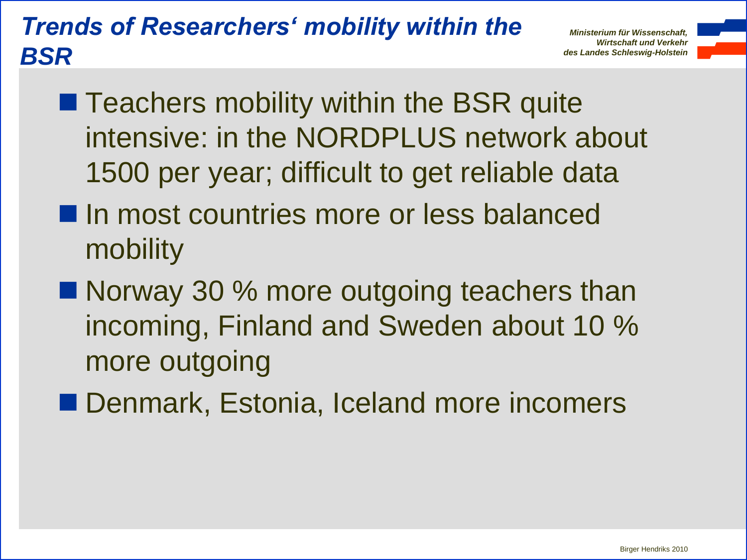# *Trends of Researchers' mobility within the BSR*

- Teachers mobility within the BSR quite intensive: in the NORDPLUS network about 1500 per year; difficult to get reliable data
- In most countries more or less balanced mobility
- Norway 30 % more outgoing teachers than incoming, Finland and Sweden about 10 % more outgoing
- Denmark, Estonia, Iceland more incomers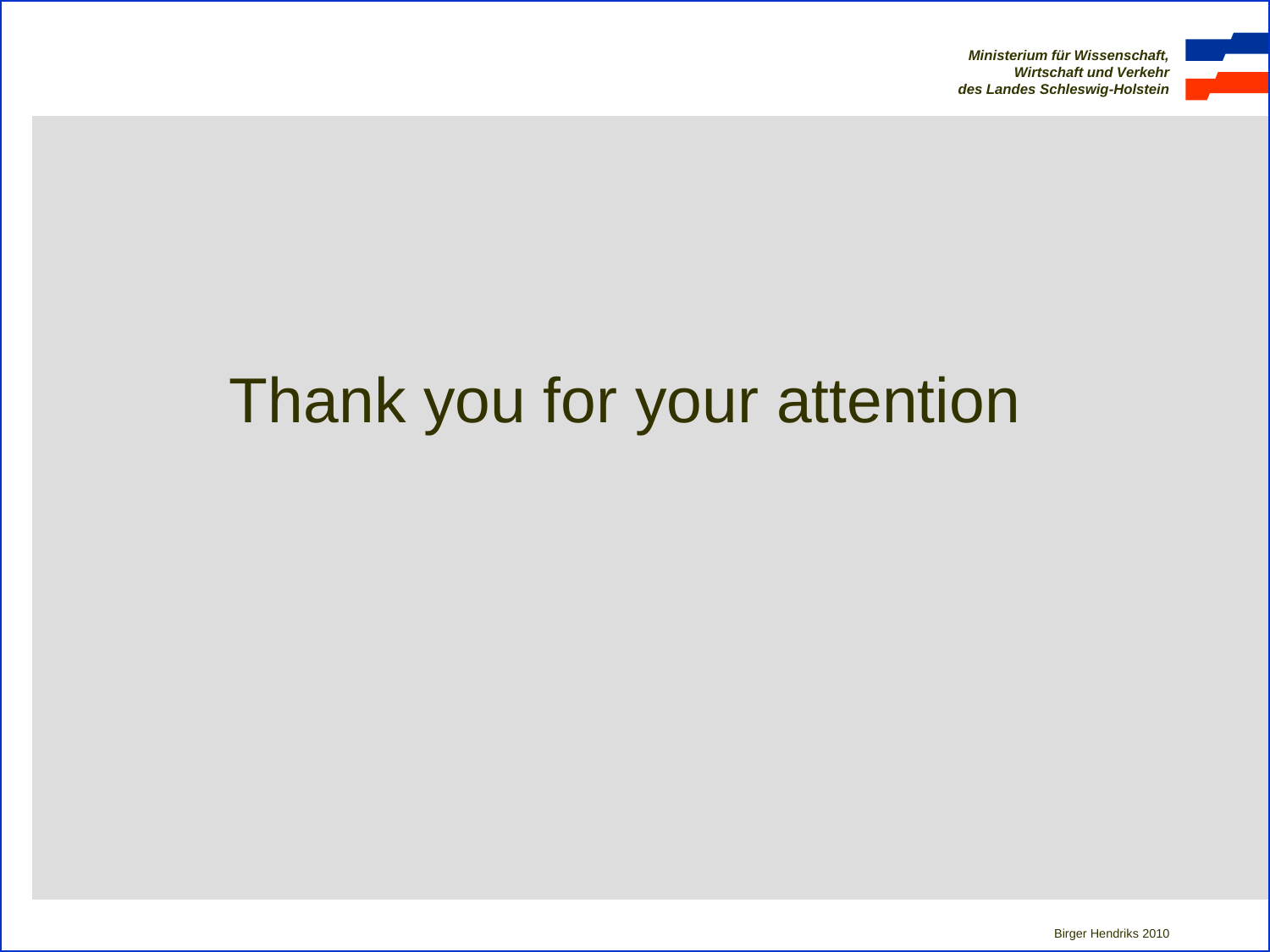# Thank you for your attention